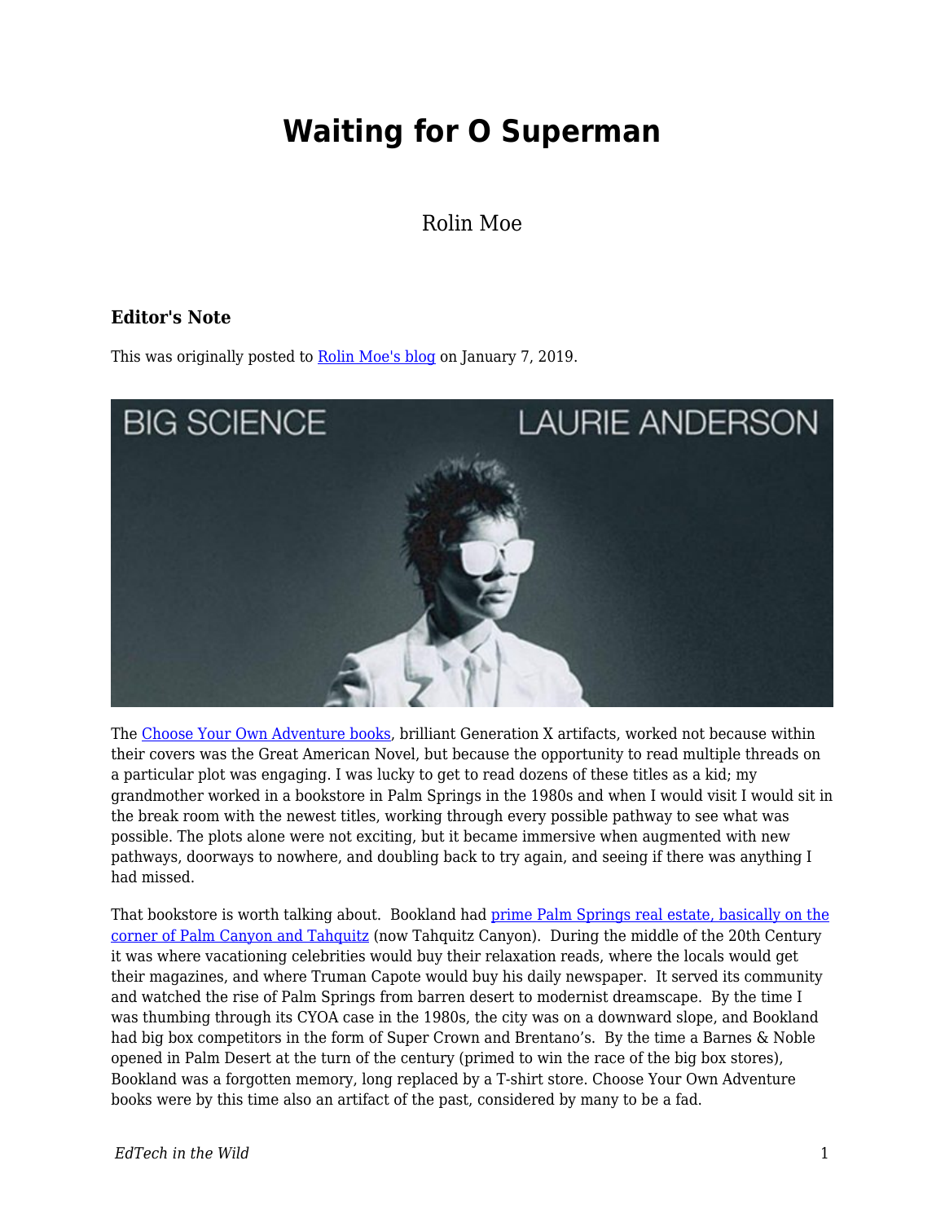# Waiting for O Superman

Rolin Moe

### Editor's Note

This was originally posted to Rolin Moe's blog on January 7, 2019.

The Choose Your Own Adventure books, brilliant Generation X artifacts, worked not because within their covers was the Great American Novel, but because the opportunity to read multiple threads on a particular plot was engaging. I was lucky to get to read dozens of these titles as a kid; my grandmother worked in a bookstore in Palm Springs in the 1980s and when I would visit I would sit in the break room with the newest titles, working through every possible pathway to see what was possible. The plots alone were not exciting, but it became immersive when augmented with new pathways, doorways to nowhere, and doubling back to try again, and seeing if there was anything I had missed.

That bookstore is worth talking about. Bookland had prime Palm Springs real estate, basically on the corner of Palm Canyon and Tahquitz (now Tahquitz Canyon). During the middle of the 20th Century it was where vacationing celebrities would buy their relaxation reads, where the locals would get their magazines, and where Truman Capote would buy his daily newspaper. It served its community and watched the rise of Palm Springs from barren desert to modernist dreamscape. By the time I was thumbing through its CYOA case in the 1980s, the city was on a downward slope, and Bookland had big box competitors in the form of Super Crown and Brentano's. By the time a Barnes & Noble opened in Palm Desert at the turn of the century (primed to win the race of the big box stores), Bookland was a forgotten memory, long replaced by a T-shirt store. Choose Your Own Adventure books were by this time also an artifact of the past, considered by many to be a fad.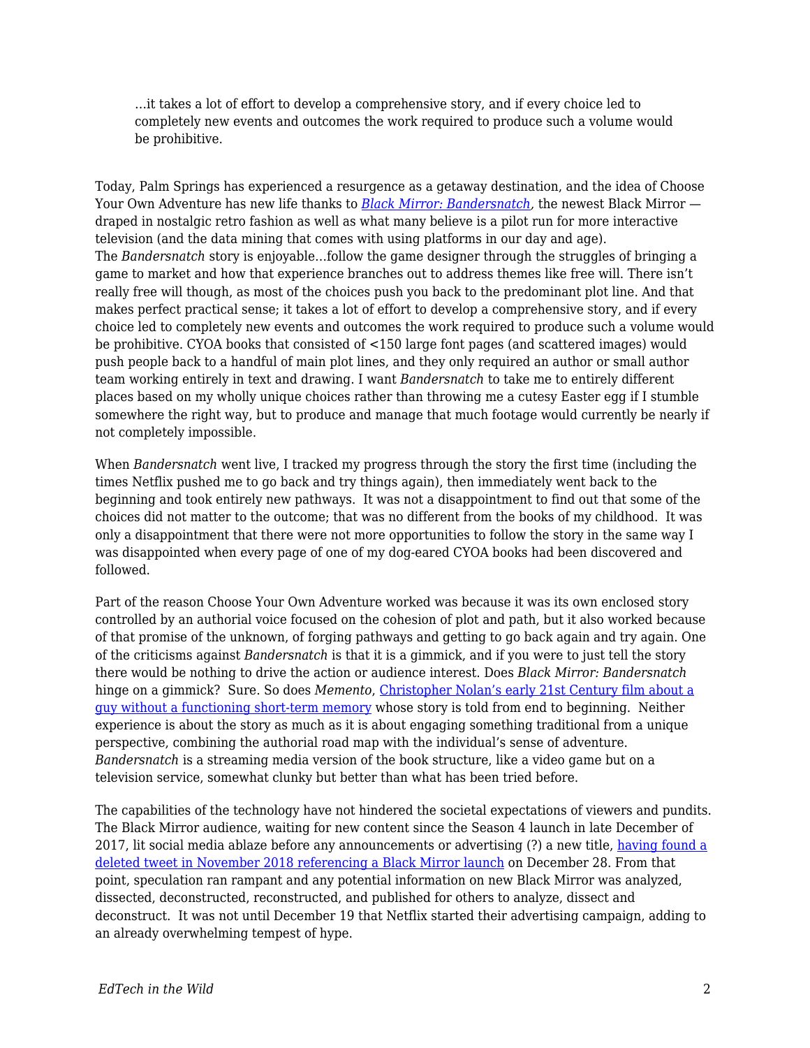> …it takes a lot of effort to develop a comprehensive story, and if every choice led to completely new events and outcomes the work required to produce such a volume would be prohibitive.

Today, Palm Springs has experienced a resurgence as a getaway destination, and the idea of Choose Your Own Adventure has new life thanks to [*Black Mirror: Bandersnatch*](), the newest Black Mirror — draped in nostalgic retro fashion as well as what many believe is a pilot run for more interactive television (and the data mining that comes with using platforms in our day and age).
The *Bandersnatch* story is enjoyable…follow the game designer through the struggles of bringing a game to market and how that experience branches out to address themes like free will. There isn't really free will though, as most of the choices push you back to the predominant plot line. And that makes perfect practical sense; it takes a lot of effort to develop a comprehensive story, and if every choice led to completely new events and outcomes the work required to produce such a volume would be prohibitive. CYOA books that consisted of <150 large font pages (and scattered images) would push people back to a handful of main plot lines, and they only required an author or small author team working entirely in text and drawing. I want *Bandersnatch* to take me to entirely different places based on my wholly unique choices rather than throwing me a cutesy Easter egg if I stumble somewhere the right way, but to produce and manage that much footage would currently be nearly if not completely impossible.

When *Bandersnatch* went live, I tracked my progress through the story the first time (including the times Netflix pushed me to go back and try things again), then immediately went back to the beginning and took entirely new pathways. It was not a disappointment to find out that some of the choices did not matter to the outcome; that was no different from the books of my childhood. It was only a disappointment that there were not more opportunities to follow the story in the same way I was disappointed when every page of one of my dog-eared CYOA books had been discovered and followed.

Part of the reason Choose Your Own Adventure worked was because it was its own enclosed story controlled by an authorial voice focused on the cohesion of plot and path, but it also worked because of that promise of the unknown, of forging pathways and getting to go back again and try again. One of the criticisms against *Bandersnatch* is that it is a gimmick, and if you were to just tell the story there would be nothing to drive the action or audience interest. Does *Black Mirror: Bandersnatch* hinge on a gimmick? Sure. So does *Memento*, [Christopher Nolan's early 21st Century film about a guy without a functioning short-term memory]() whose story is told from end to beginning. Neither experience is about the story as much as it is about engaging something traditional from a unique perspective, combining the authorial road map with the individual's sense of adventure. *Bandersnatch* is a streaming media version of the book structure, like a video game but on a television service, somewhat clunky but better than what has been tried before.

The capabilities of the technology have not hindered the societal expectations of viewers and pundits. The Black Mirror audience, waiting for new content since the Season 4 launch in late December of 2017, lit social media ablaze before any announcements or advertising (?) a new title, [having found a deleted tweet in November 2018 referencing a Black Mirror launch]() on December 28. From that point, speculation ran rampant and any potential information on new Black Mirror was analyzed, dissected, deconstructed, reconstructed, and published for others to analyze, dissect and deconstruct. It was not until December 19 that Netflix started their advertising campaign, adding to an already overwhelming tempest of hype.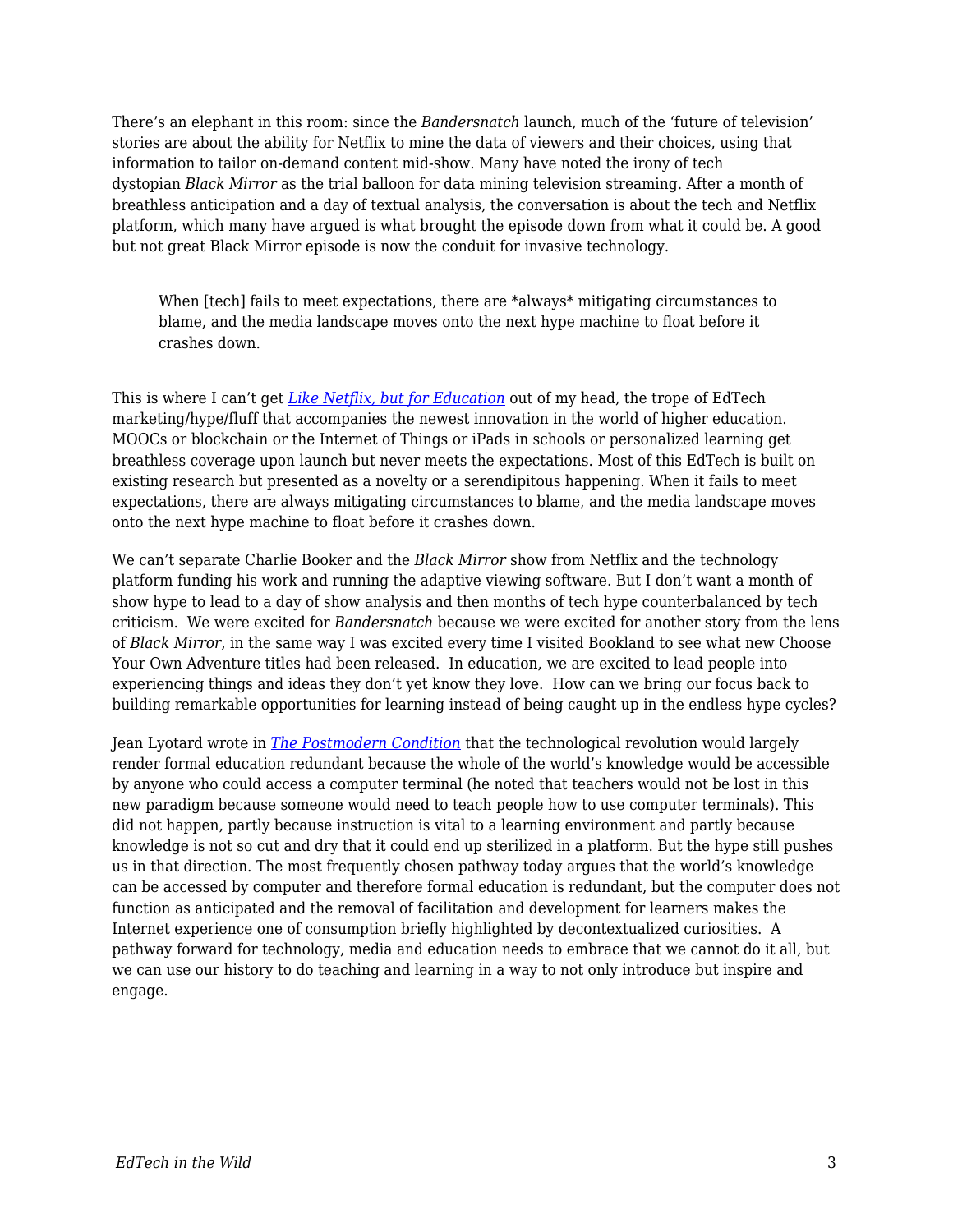There's an elephant in this room: since the *Bandersnatch* launch, much of the 'future of television' stories are about the ability for Netflix to mine the data of viewers and their choices, using that information to tailor on-demand content mid-show. Many have noted the irony of tech dystopian *Black Mirror* as the trial balloon for data mining television streaming. After a month of breathless anticipation and a day of textual analysis, the conversation is about the tech and Netflix platform, which many have argued is what brought the episode down from what it could be. A good but not great Black Mirror episode is now the conduit for invasive technology.

> When [tech] fails to meet expectations, there are *always* mitigating circumstances to blame, and the media landscape moves onto the next hype machine to float before it crashes down.

This is where I can't get *Like Netflix, but for Education* out of my head, the trope of EdTech marketing/hype/fluff that accompanies the newest innovation in the world of higher education. MOOCs or blockchain or the Internet of Things or iPads in schools or personalized learning get breathless coverage upon launch but never meets the expectations. Most of this EdTech is built on existing research but presented as a novelty or a serendipitous happening. When it fails to meet expectations, there are always mitigating circumstances to blame, and the media landscape moves onto the next hype machine to float before it crashes down.

We can't separate Charlie Booker and the *Black Mirror* show from Netflix and the technology platform funding his work and running the adaptive viewing software. But I don't want a month of show hype to lead to a day of show analysis and then months of tech hype counterbalanced by tech criticism. We were excited for *Bandersnatch* because we were excited for another story from the lens of *Black Mirror*, in the same way I was excited every time I visited Bookland to see what new Choose Your Own Adventure titles had been released. In education, we are excited to lead people into experiencing things and ideas they don't yet know they love. How can we bring our focus back to building remarkable opportunities for learning instead of being caught up in the endless hype cycles?

Jean Lyotard wrote in *The Postmodern Condition* that the technological revolution would largely render formal education redundant because the whole of the world's knowledge would be accessible by anyone who could access a computer terminal (he noted that teachers would not be lost in this new paradigm because someone would need to teach people how to use computer terminals). This did not happen, partly because instruction is vital to a learning environment and partly because knowledge is not so cut and dry that it could end up sterilized in a platform. But the hype still pushes us in that direction. The most frequently chosen pathway today argues that the world's knowledge can be accessed by computer and therefore formal education is redundant, but the computer does not function as anticipated and the removal of facilitation and development for learners makes the Internet experience one of consumption briefly highlighted by decontextualized curiosities. A pathway forward for technology, media and education needs to embrace that we cannot do it all, but we can use our history to do teaching and learning in a way to not only introduce but inspire and engage.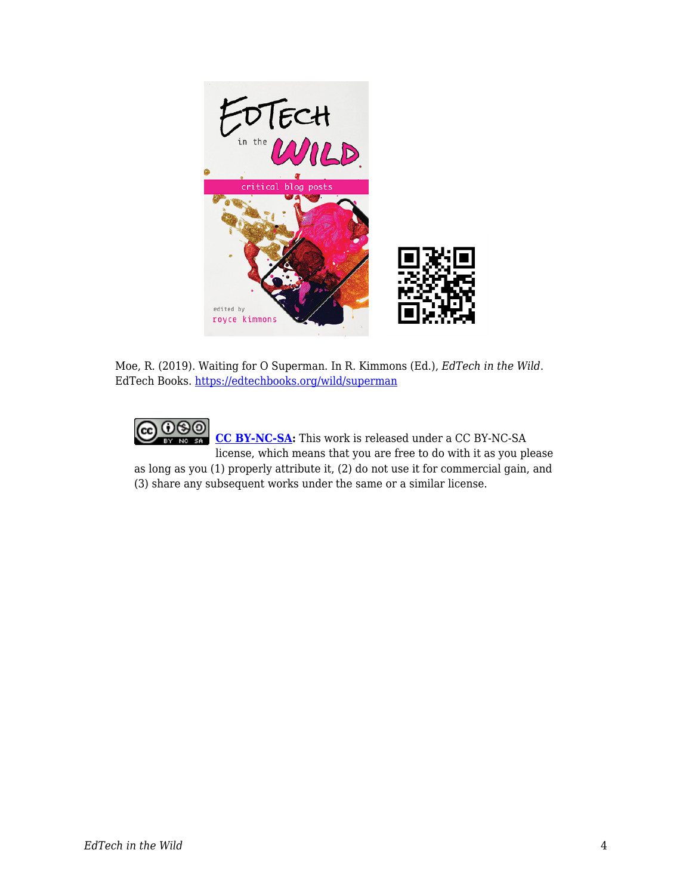Moe, R. (2019). Waiting for O Superman. In R. Kimmons (Ed.), *EdTech in the Wild*. EdTech Books. [https://edtechbooks.org/wild/superman](https://edtechbooks.org/wild/superman)

**[CC BY-NC-SA](https://creativecommons.org/licenses/by-nc-sa/4.0/):** This work is released under a CC BY-NC-SA license, which means that you are free to do with it as you please as long as you (1) properly attribute it, (2) do not use it for commercial gain, and (3) share any subsequent works under the same or a similar license.